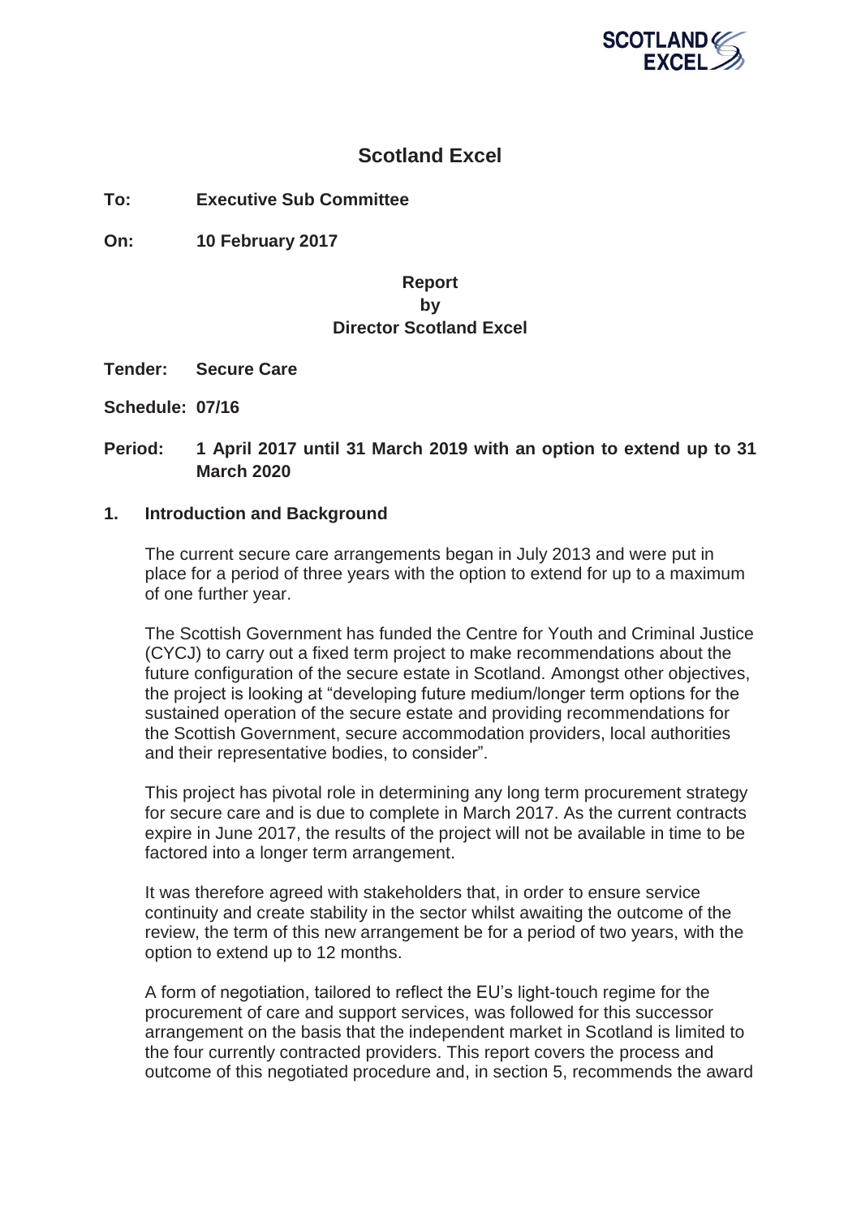# Scotland Excel

**To:** **Executive Sub Committee**

**On:** **10 February 2017**

**Report**
**by**
**Director Scotland Excel**

**Tender:** **Secure Care**

**Schedule: 07/16**

**Period:** **1 April 2017 until 31 March 2019 with an option to extend up to 31 March 2020**

## 1. Introduction and Background

The current secure care arrangements began in July 2013 and were put in place for a period of three years with the option to extend for up to a maximum of one further year.

The Scottish Government has funded the Centre for Youth and Criminal Justice (CYCJ) to carry out a fixed term project to make recommendations about the future configuration of the secure estate in Scotland. Amongst other objectives, the project is looking at "developing future medium/longer term options for the sustained operation of the secure estate and providing recommendations for the Scottish Government, secure accommodation providers, local authorities and their representative bodies, to consider".

This project has pivotal role in determining any long term procurement strategy for secure care and is due to complete in March 2017. As the current contracts expire in June 2017, the results of the project will not be available in time to be factored into a longer term arrangement.

It was therefore agreed with stakeholders that, in order to ensure service continuity and create stability in the sector whilst awaiting the outcome of the review, the term of this new arrangement be for a period of two years, with the option to extend up to 12 months.

A form of negotiation, tailored to reflect the EU's light-touch regime for the procurement of care and support services, was followed for this successor arrangement on the basis that the independent market in Scotland is limited to the four currently contracted providers. This report covers the process and outcome of this negotiated procedure and, in section 5, recommends the award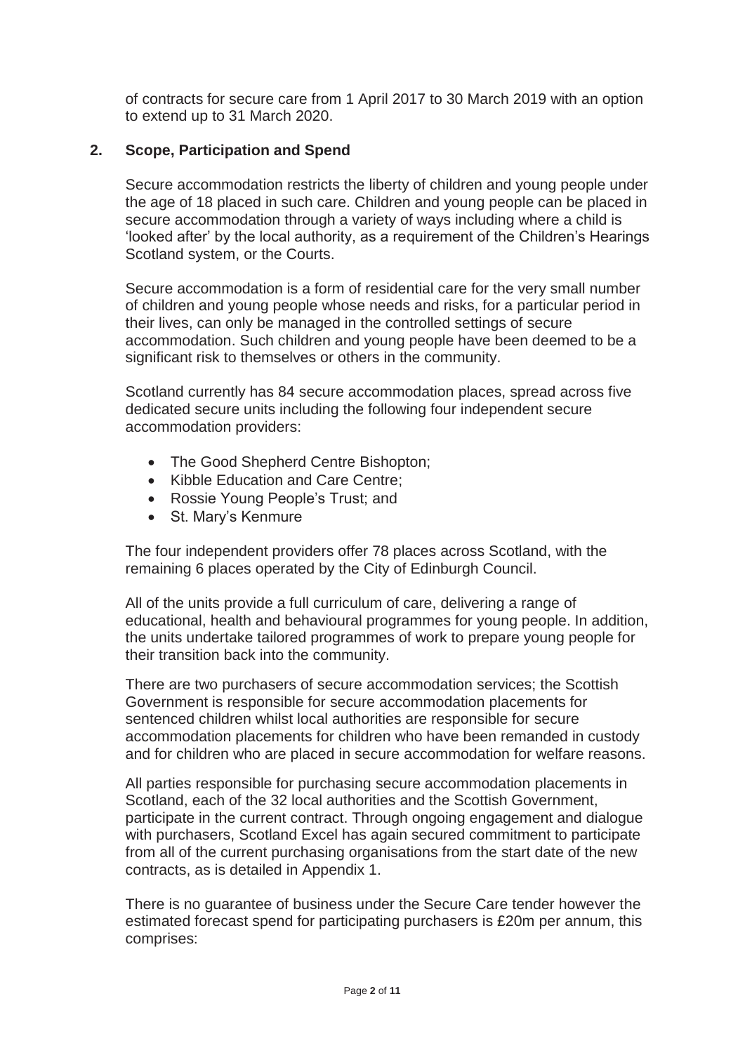of contracts for secure care from 1 April 2017 to 30 March 2019 with an option to extend up to 31 March 2020.

## 2. Scope, Participation and Spend

Secure accommodation restricts the liberty of children and young people under the age of 18 placed in such care. Children and young people can be placed in secure accommodation through a variety of ways including where a child is 'looked after' by the local authority, as a requirement of the Children's Hearings Scotland system, or the Courts.

Secure accommodation is a form of residential care for the very small number of children and young people whose needs and risks, for a particular period in their lives, can only be managed in the controlled settings of secure accommodation. Such children and young people have been deemed to be a significant risk to themselves or others in the community.

Scotland currently has 84 secure accommodation places, spread across five dedicated secure units including the following four independent secure accommodation providers:

- The Good Shepherd Centre Bishopton;
- Kibble Education and Care Centre;
- Rossie Young People's Trust; and
- St. Mary's Kenmure

The four independent providers offer 78 places across Scotland, with the remaining 6 places operated by the City of Edinburgh Council.

All of the units provide a full curriculum of care, delivering a range of educational, health and behavioural programmes for young people. In addition, the units undertake tailored programmes of work to prepare young people for their transition back into the community.

There are two purchasers of secure accommodation services; the Scottish Government is responsible for secure accommodation placements for sentenced children whilst local authorities are responsible for secure accommodation placements for children who have been remanded in custody and for children who are placed in secure accommodation for welfare reasons.

All parties responsible for purchasing secure accommodation placements in Scotland, each of the 32 local authorities and the Scottish Government, participate in the current contract. Through ongoing engagement and dialogue with purchasers, Scotland Excel has again secured commitment to participate from all of the current purchasing organisations from the start date of the new contracts, as is detailed in Appendix 1.

There is no guarantee of business under the Secure Care tender however the estimated forecast spend for participating purchasers is £20m per annum, this comprises: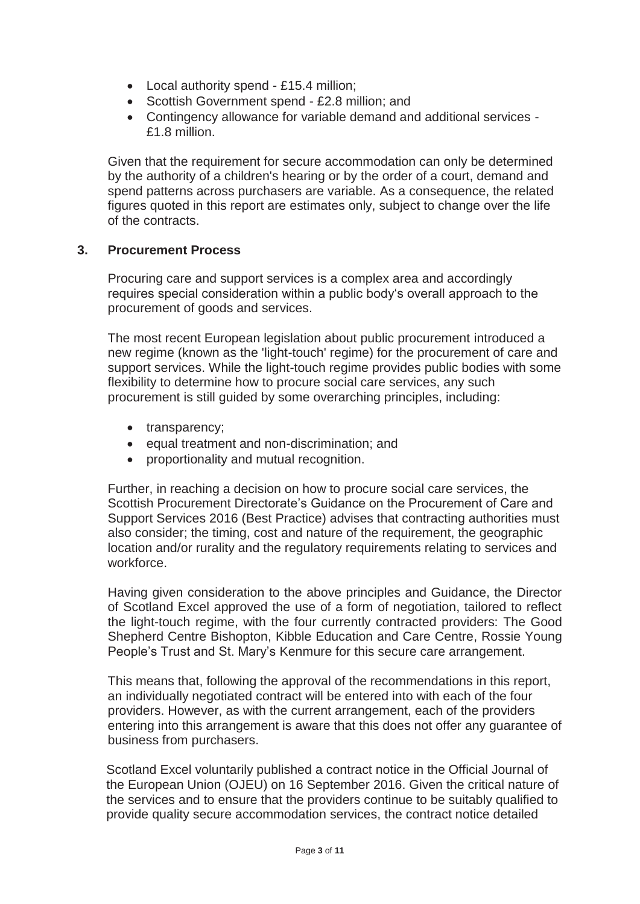- Local authority spend - £15.4 million;
- Scottish Government spend - £2.8 million; and
- Contingency allowance for variable demand and additional services - £1.8 million.

Given that the requirement for secure accommodation can only be determined by the authority of a children's hearing or by the order of a court, demand and spend patterns across purchasers are variable. As a consequence, the related figures quoted in this report are estimates only, subject to change over the life of the contracts.

## 3. Procurement Process

Procuring care and support services is a complex area and accordingly requires special consideration within a public body's overall approach to the procurement of goods and services.

The most recent European legislation about public procurement introduced a new regime (known as the 'light-touch' regime) for the procurement of care and support services. While the light-touch regime provides public bodies with some flexibility to determine how to procure social care services, any such procurement is still guided by some overarching principles, including:

- transparency;
- equal treatment and non-discrimination; and
- proportionality and mutual recognition.

Further, in reaching a decision on how to procure social care services, the Scottish Procurement Directorate's Guidance on the Procurement of Care and Support Services 2016 (Best Practice) advises that contracting authorities must also consider; the timing, cost and nature of the requirement, the geographic location and/or rurality and the regulatory requirements relating to services and workforce.

Having given consideration to the above principles and Guidance, the Director of Scotland Excel approved the use of a form of negotiation, tailored to reflect the light-touch regime, with the four currently contracted providers: The Good Shepherd Centre Bishopton, Kibble Education and Care Centre, Rossie Young People's Trust and St. Mary's Kenmure for this secure care arrangement.

This means that, following the approval of the recommendations in this report, an individually negotiated contract will be entered into with each of the four providers. However, as with the current arrangement, each of the providers entering into this arrangement is aware that this does not offer any guarantee of business from purchasers.

Scotland Excel voluntarily published a contract notice in the Official Journal of the European Union (OJEU) on 16 September 2016. Given the critical nature of the services and to ensure that the providers continue to be suitably qualified to provide quality secure accommodation services, the contract notice detailed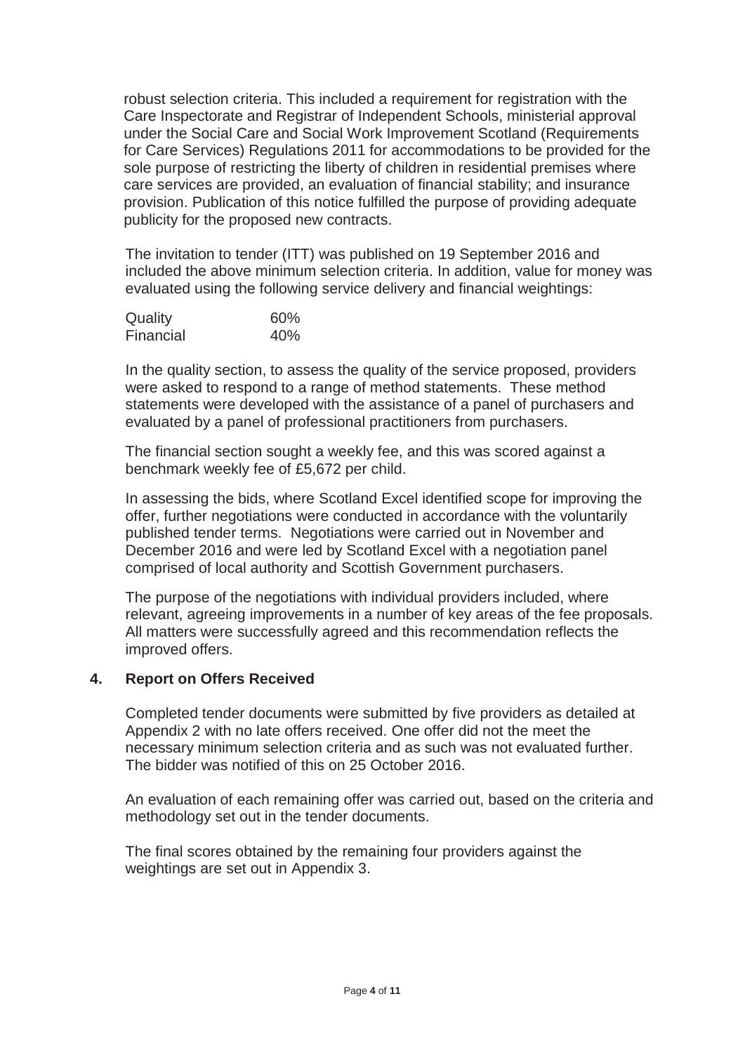robust selection criteria. This included a requirement for registration with the Care Inspectorate and Registrar of Independent Schools, ministerial approval under the Social Care and Social Work Improvement Scotland (Requirements for Care Services) Regulations 2011 for accommodations to be provided for the sole purpose of restricting the liberty of children in residential premises where care services are provided, an evaluation of financial stability; and insurance provision. Publication of this notice fulfilled the purpose of providing adequate publicity for the proposed new contracts.

The invitation to tender (ITT) was published on 19 September 2016 and included the above minimum selection criteria. In addition, value for money was evaluated using the following service delivery and financial weightings:

| | |
|---|---|
| Quality | 60% |
| Financial | 40% |

In the quality section, to assess the quality of the service proposed, providers were asked to respond to a range of method statements. These method statements were developed with the assistance of a panel of purchasers and evaluated by a panel of professional practitioners from purchasers.

The financial section sought a weekly fee, and this was scored against a benchmark weekly fee of £5,672 per child.

In assessing the bids, where Scotland Excel identified scope for improving the offer, further negotiations were conducted in accordance with the voluntarily published tender terms. Negotiations were carried out in November and December 2016 and were led by Scotland Excel with a negotiation panel comprised of local authority and Scottish Government purchasers.

The purpose of the negotiations with individual providers included, where relevant, agreeing improvements in a number of key areas of the fee proposals. All matters were successfully agreed and this recommendation reflects the improved offers.

## 4. Report on Offers Received

Completed tender documents were submitted by five providers as detailed at Appendix 2 with no late offers received. One offer did not the meet the necessary minimum selection criteria and as such was not evaluated further. The bidder was notified of this on 25 October 2016.

An evaluation of each remaining offer was carried out, based on the criteria and methodology set out in the tender documents.

The final scores obtained by the remaining four providers against the weightings are set out in Appendix 3.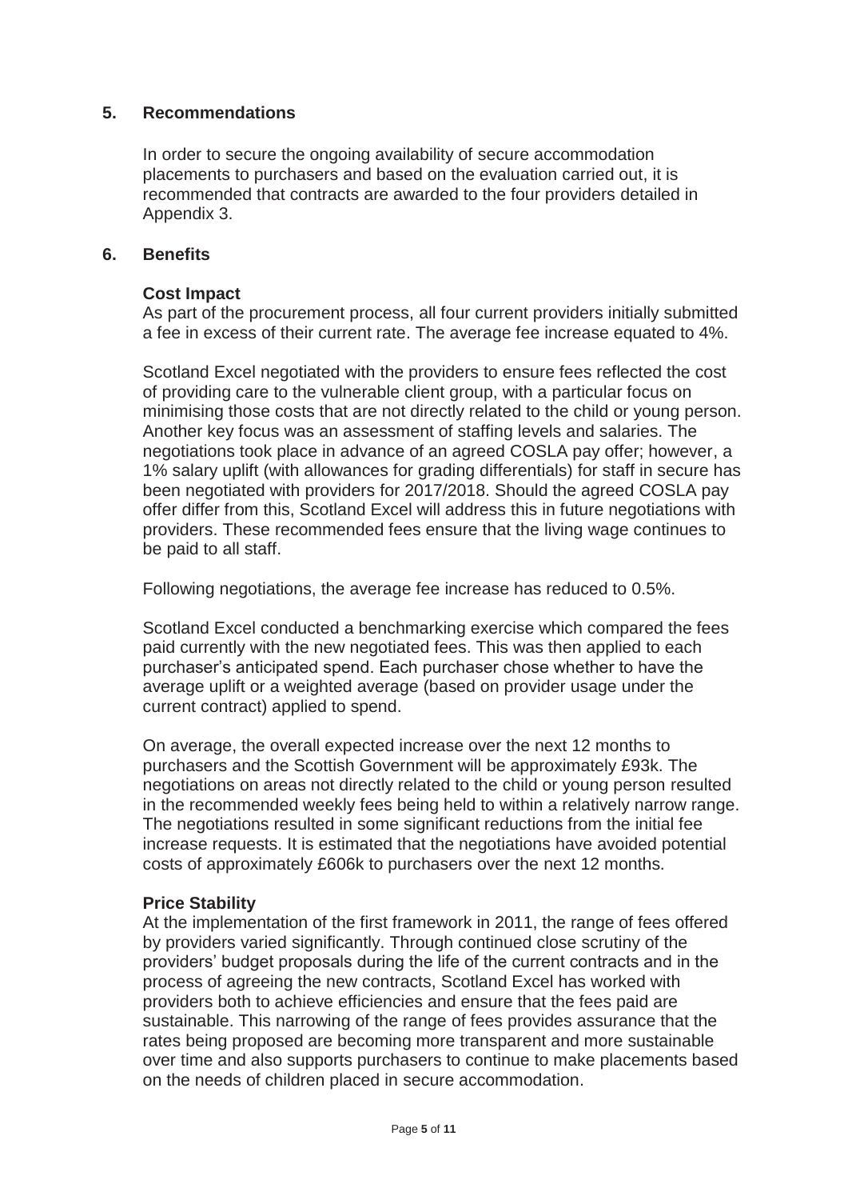## 5. Recommendations

In order to secure the ongoing availability of secure accommodation placements to purchasers and based on the evaluation carried out, it is recommended that contracts are awarded to the four providers detailed in Appendix 3.

## 6. Benefits

### Cost Impact

As part of the procurement process, all four current providers initially submitted a fee in excess of their current rate. The average fee increase equated to 4%.

Scotland Excel negotiated with the providers to ensure fees reflected the cost of providing care to the vulnerable client group, with a particular focus on minimising those costs that are not directly related to the child or young person. Another key focus was an assessment of staffing levels and salaries. The negotiations took place in advance of an agreed COSLA pay offer; however, a 1% salary uplift (with allowances for grading differentials) for staff in secure has been negotiated with providers for 2017/2018. Should the agreed COSLA pay offer differ from this, Scotland Excel will address this in future negotiations with providers. These recommended fees ensure that the living wage continues to be paid to all staff.

Following negotiations, the average fee increase has reduced to 0.5%.

Scotland Excel conducted a benchmarking exercise which compared the fees paid currently with the new negotiated fees. This was then applied to each purchaser's anticipated spend. Each purchaser chose whether to have the average uplift or a weighted average (based on provider usage under the current contract) applied to spend.

On average, the overall expected increase over the next 12 months to purchasers and the Scottish Government will be approximately £93k. The negotiations on areas not directly related to the child or young person resulted in the recommended weekly fees being held to within a relatively narrow range. The negotiations resulted in some significant reductions from the initial fee increase requests. It is estimated that the negotiations have avoided potential costs of approximately £606k to purchasers over the next 12 months.

### Price Stability

At the implementation of the first framework in 2011, the range of fees offered by providers varied significantly. Through continued close scrutiny of the providers' budget proposals during the life of the current contracts and in the process of agreeing the new contracts, Scotland Excel has worked with providers both to achieve efficiencies and ensure that the fees paid are sustainable. This narrowing of the range of fees provides assurance that the rates being proposed are becoming more transparent and more sustainable over time and also supports purchasers to continue to make placements based on the needs of children placed in secure accommodation.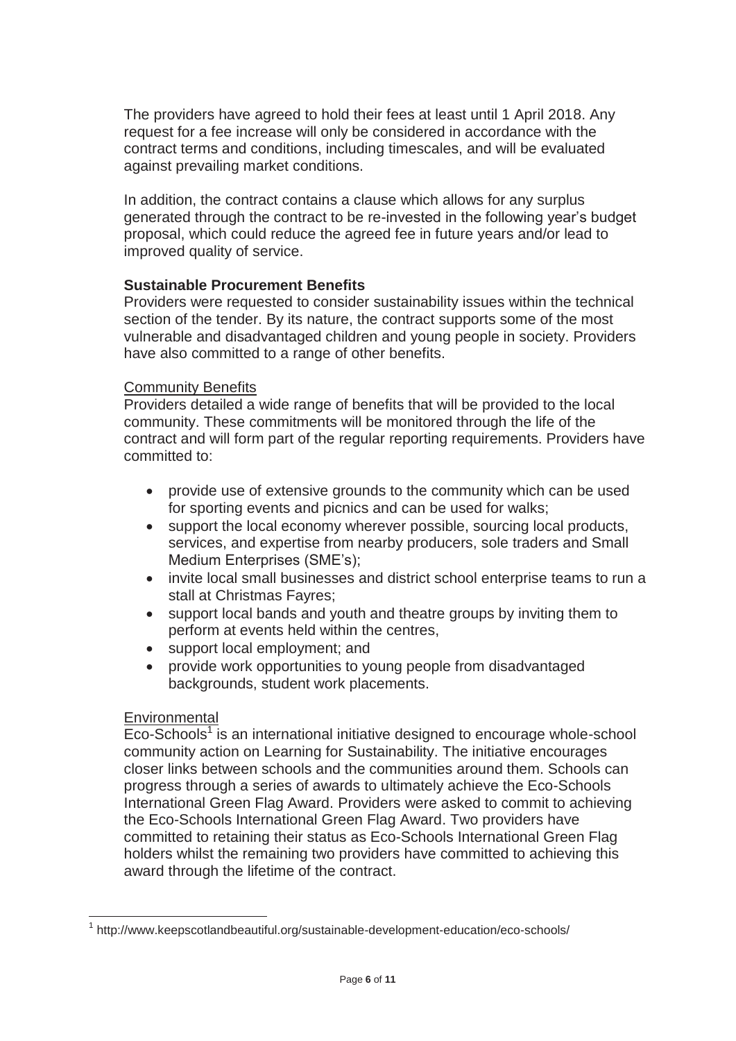The providers have agreed to hold their fees at least until 1 April 2018. Any request for a fee increase will only be considered in accordance with the contract terms and conditions, including timescales, and will be evaluated against prevailing market conditions.

In addition, the contract contains a clause which allows for any surplus generated through the contract to be re-invested in the following year's budget proposal, which could reduce the agreed fee in future years and/or lead to improved quality of service.

**Sustainable Procurement Benefits**

Providers were requested to consider sustainability issues within the technical section of the tender. By its nature, the contract supports some of the most vulnerable and disadvantaged children and young people in society. Providers have also committed to a range of other benefits.

Community Benefits

Providers detailed a wide range of benefits that will be provided to the local community. These commitments will be monitored through the life of the contract and will form part of the regular reporting requirements. Providers have committed to:

- provide use of extensive grounds to the community which can be used for sporting events and picnics and can be used for walks;
- support the local economy wherever possible, sourcing local products, services, and expertise from nearby producers, sole traders and Small Medium Enterprises (SME's);
- invite local small businesses and district school enterprise teams to run a stall at Christmas Fayres;
- support local bands and youth and theatre groups by inviting them to perform at events held within the centres,
- support local employment; and
- provide work opportunities to young people from disadvantaged backgrounds, student work placements.

Environmental

Eco-Schools[1] is an international initiative designed to encourage whole-school community action on Learning for Sustainability. The initiative encourages closer links between schools and the communities around them. Schools can progress through a series of awards to ultimately achieve the Eco-Schools International Green Flag Award. Providers were asked to commit to achieving the Eco-Schools International Green Flag Award. Two providers have committed to retaining their status as Eco-Schools International Green Flag holders whilst the remaining two providers have committed to achieving this award through the lifetime of the contract.

[1] http://www.keepscotlandbeautiful.org/sustainable-development-education/eco-schools/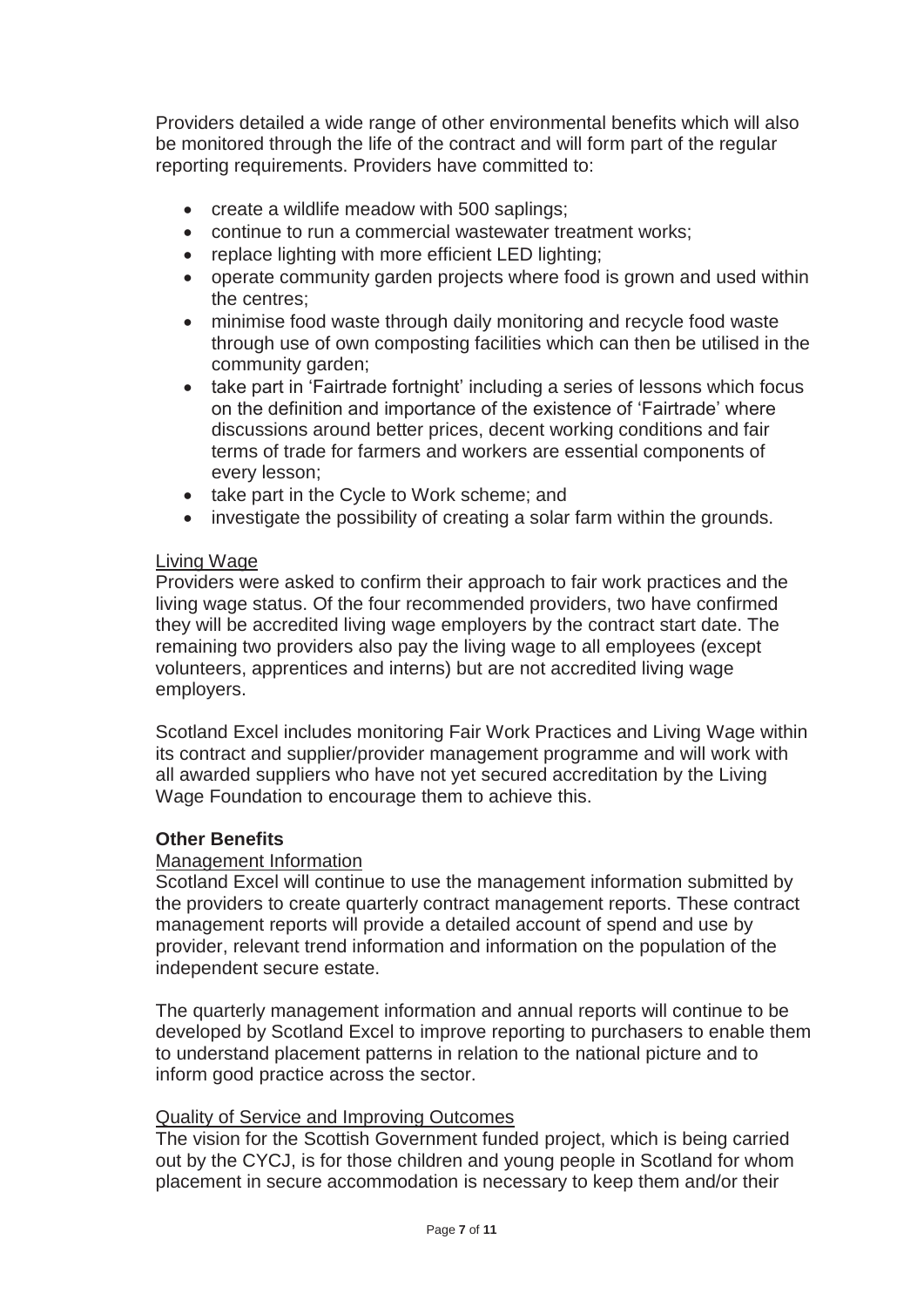Providers detailed a wide range of other environmental benefits which will also be monitored through the life of the contract and will form part of the regular reporting requirements. Providers have committed to:

- create a wildlife meadow with 500 saplings;
- continue to run a commercial wastewater treatment works;
- replace lighting with more efficient LED lighting;
- operate community garden projects where food is grown and used within the centres;
- minimise food waste through daily monitoring and recycle food waste through use of own composting facilities which can then be utilised in the community garden;
- take part in 'Fairtrade fortnight' including a series of lessons which focus on the definition and importance of the existence of 'Fairtrade' where discussions around better prices, decent working conditions and fair terms of trade for farmers and workers are essential components of every lesson;
- take part in the Cycle to Work scheme; and
- investigate the possibility of creating a solar farm within the grounds.

<u>Living Wage</u>

Providers were asked to confirm their approach to fair work practices and the living wage status. Of the four recommended providers, two have confirmed they will be accredited living wage employers by the contract start date. The remaining two providers also pay the living wage to all employees (except volunteers, apprentices and interns) but are not accredited living wage employers.

Scotland Excel includes monitoring Fair Work Practices and Living Wage within its contract and supplier/provider management programme and will work with all awarded suppliers who have not yet secured accreditation by the Living Wage Foundation to encourage them to achieve this.

**Other Benefits**

<u>Management Information</u>

Scotland Excel will continue to use the management information submitted by the providers to create quarterly contract management reports. These contract management reports will provide a detailed account of spend and use by provider, relevant trend information and information on the population of the independent secure estate.

The quarterly management information and annual reports will continue to be developed by Scotland Excel to improve reporting to purchasers to enable them to understand placement patterns in relation to the national picture and to inform good practice across the sector.

<u>Quality of Service and Improving Outcomes</u>

The vision for the Scottish Government funded project, which is being carried out by the CYCJ, is for those children and young people in Scotland for whom placement in secure accommodation is necessary to keep them and/or their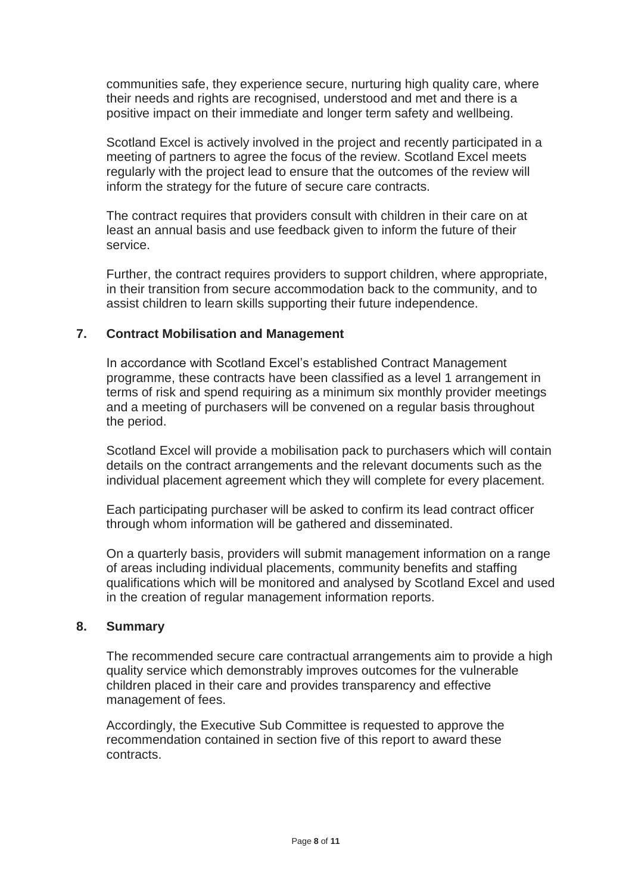communities safe, they experience secure, nurturing high quality care, where their needs and rights are recognised, understood and met and there is a positive impact on their immediate and longer term safety and wellbeing.

Scotland Excel is actively involved in the project and recently participated in a meeting of partners to agree the focus of the review. Scotland Excel meets regularly with the project lead to ensure that the outcomes of the review will inform the strategy for the future of secure care contracts.

The contract requires that providers consult with children in their care on at least an annual basis and use feedback given to inform the future of their service.

Further, the contract requires providers to support children, where appropriate, in their transition from secure accommodation back to the community, and to assist children to learn skills supporting their future independence.

## 7. Contract Mobilisation and Management

In accordance with Scotland Excel's established Contract Management programme, these contracts have been classified as a level 1 arrangement in terms of risk and spend requiring as a minimum six monthly provider meetings and a meeting of purchasers will be convened on a regular basis throughout the period.

Scotland Excel will provide a mobilisation pack to purchasers which will contain details on the contract arrangements and the relevant documents such as the individual placement agreement which they will complete for every placement.

Each participating purchaser will be asked to confirm its lead contract officer through whom information will be gathered and disseminated.

On a quarterly basis, providers will submit management information on a range of areas including individual placements, community benefits and staffing qualifications which will be monitored and analysed by Scotland Excel and used in the creation of regular management information reports.

## 8. Summary

The recommended secure care contractual arrangements aim to provide a high quality service which demonstrably improves outcomes for the vulnerable children placed in their care and provides transparency and effective management of fees.

Accordingly, the Executive Sub Committee is requested to approve the recommendation contained in section five of this report to award these contracts.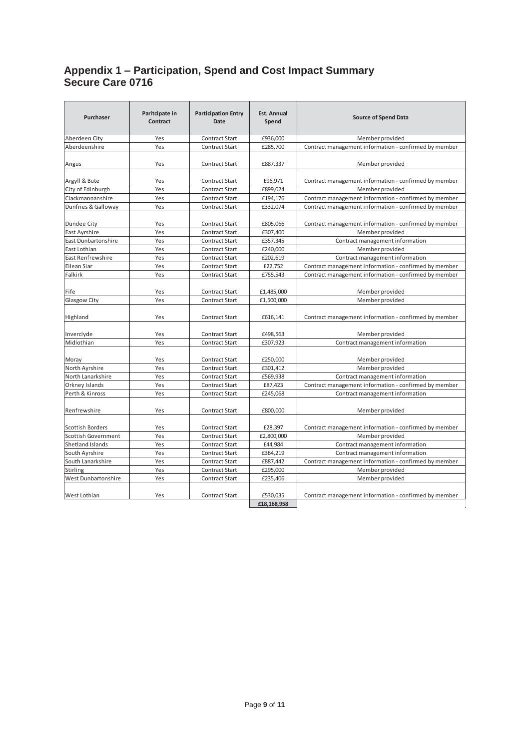# Appendix 1 – Participation, Spend and Cost Impact Summary
# Secure Care 0716

| Purchaser | Paritcipate in Contract | Participation Entry Date | Est. Annual Spend | Source of Spend Data |
|---|---|---|---|---|
| Aberdeen City | Yes | Contract Start | £936,000 | Member provided |
| Aberdeenshire | Yes | Contract Start | £285,700 | Contract management information - confirmed by member |
| Angus | Yes | Contract Start | £887,337 | Member provided |
| Argyll & Bute | Yes | Contract Start | £96,971 | Contract management information - confirmed by member |
| City of Edinburgh | Yes | Contract Start | £899,024 | Member provided |
| Clackmannanshire | Yes | Contract Start | £194,176 | Contract management information - confirmed by member |
| Dunfries & Galloway | Yes | Contract Start | £332,074 | Contract management information - confirmed by member |
| Dundee City | Yes | Contract Start | £805,066 | Contract management information - confirmed by member |
| East Ayrshire | Yes | Contract Start | £307,400 | Member provided |
| East Dunbartonshire | Yes | Contract Start | £357,345 | Contract management information |
| East Lothian | Yes | Contract Start | £240,000 | Member provided |
| East Renfrewshire | Yes | Contract Start | £202,619 | Contract management information |
| Eilean Siar | Yes | Contract Start | £22,752 | Contract management information - confirmed by member |
| Falkirk | Yes | Contract Start | £755,543 | Contract management information - confirmed by member |
| Fife | Yes | Contract Start | £1,485,000 | Member provided |
| Glasgow City | Yes | Contract Start | £1,500,000 | Member provided |
| Highland | Yes | Contract Start | £616,141 | Contract management information - confirmed by member |
| Inverclyde | Yes | Contract Start | £498,563 | Member provided |
| Midlothian | Yes | Contract Start | £307,923 | Contract management information |
| Moray | Yes | Contract Start | £250,000 | Member provided |
| North Ayrshire | Yes | Contract Start | £301,412 | Member provided |
| North Lanarkshire | Yes | Contract Start | £569,938 | Contract management information |
| Orkney Islands | Yes | Contract Start | £87,423 | Contract management information - confirmed by member |
| Perth & Kinross | Yes | Contract Start | £245,068 | Contract management information |
| Renfrewshire | Yes | Contract Start | £800,000 | Member provided |
| Scottish Borders | Yes | Contract Start | £28,397 | Contract management information - confirmed by member |
| Scottish Government | Yes | Contract Start | £2,800,000 | Member provided |
| Shetland Islands | Yes | Contract Start | £44,984 | Contract management information |
| South Ayrshire | Yes | Contract Start | £364,219 | Contract management information |
| South Lanarkshire | Yes | Contract Start | £887,442 | Contract management information - confirmed by member |
| Stirling | Yes | Contract Start | £295,000 | Member provided |
| West Dunbartonshire | Yes | Contract Start | £235,406 | Member provided |
| West Lothian | Yes | Contract Start | £530,035 | Contract management information - confirmed by member |
| | | | **£18,168,958** | |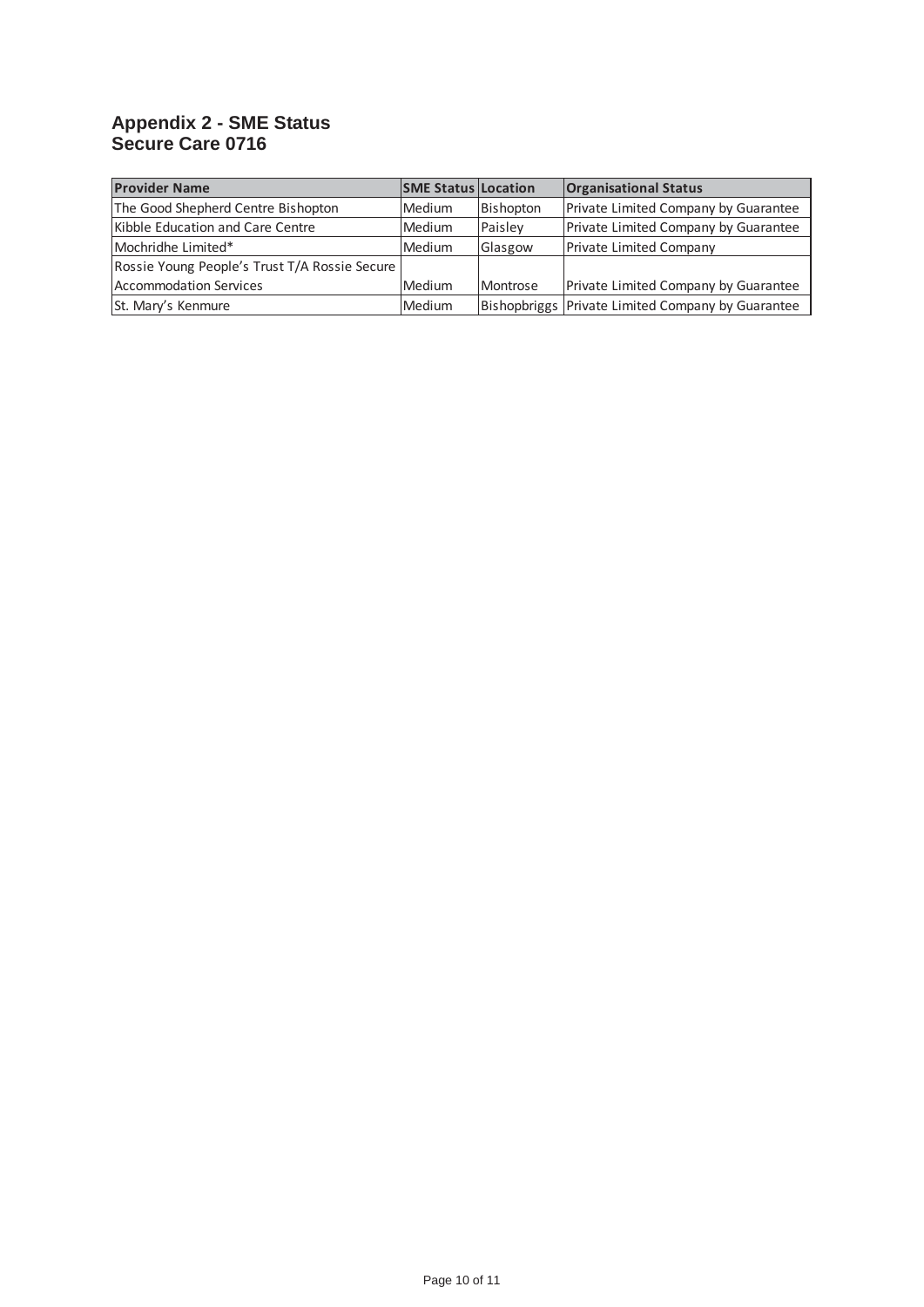# Appendix 2 - SME Status
# Secure Care 0716

| Provider Name | SME Status | Location | Organisational Status |
|---|---|---|---|
| The Good Shepherd Centre Bishopton | Medium | Bishopton | Private Limited Company by Guarantee |
| Kibble Education and Care Centre | Medium | Paisley | Private Limited Company by Guarantee |
| Mochridhe Limited* | Medium | Glasgow | Private Limited Company |
| Rossie Young People's Trust T/A Rossie Secure Accommodation Services | Medium | Montrose | Private Limited Company by Guarantee |
| St. Mary's Kenmure | Medium | Bishopbriggs | Private Limited Company by Guarantee |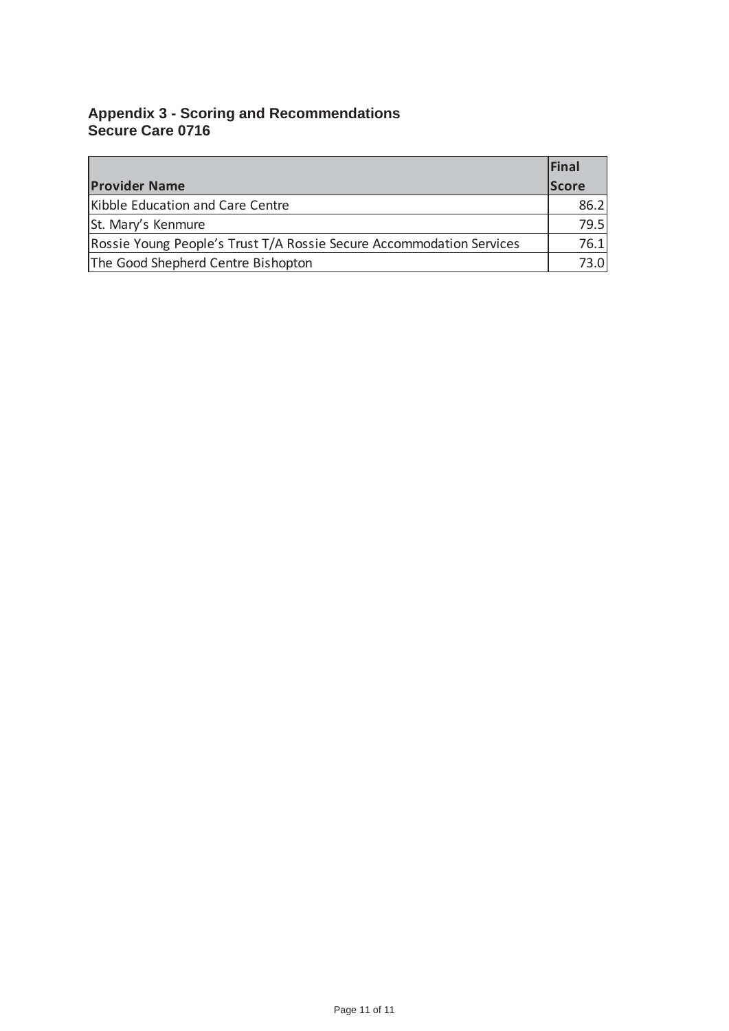**Appendix 3 - Scoring and Recommendations**
**Secure Care 0716**

| Provider Name | Final Score |
|---|---|
| Kibble Education and Care Centre | 86.2 |
| St. Mary's Kenmure | 79.5 |
| Rossie Young People's Trust T/A Rossie Secure Accommodation Services | 76.1 |
| The Good Shepherd Centre Bishopton | 73.0 |